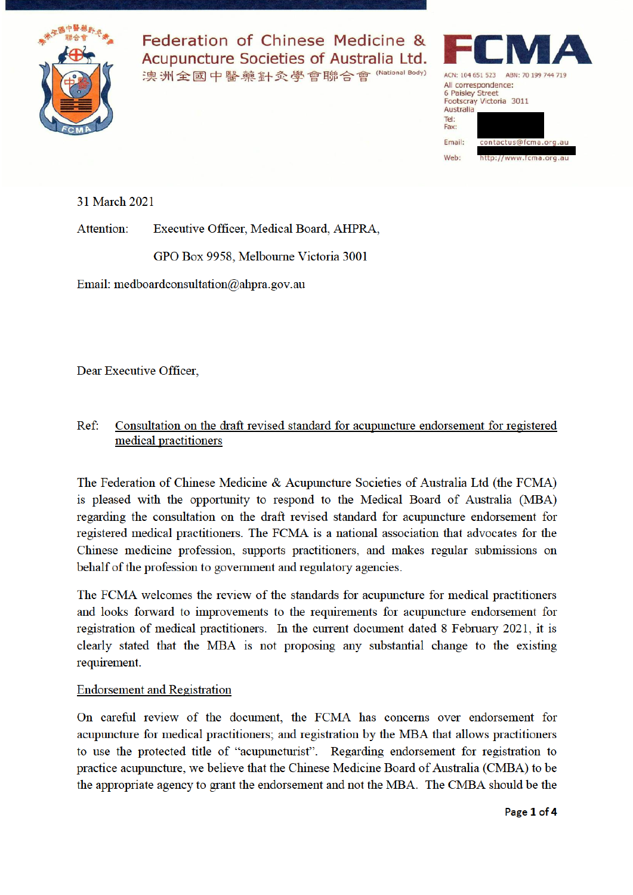Federation of Chinese Medicine & Acupuncture Societies of Australia Ltd.
澳洲全國中醫藥針灸學會聯合會 (National Body)

FCMA

ACN: 104 651 523 ABN: 70 199 744 719
All correspondence:
6 Paisley Street
Footscray Victoria 3011
Australia
Tel:
Fax:
Email: contactus@fcma.org.au
Web: http://www.fcma.org.au

31 March 2021

Attention: Executive Officer, Medical Board, AHPRA,

GPO Box 9958, Melbourne Victoria 3001

Email: medboardconsultation@ahpra.gov.au

Dear Executive Officer,

Ref: Consultation on the draft revised standard for acupuncture endorsement for registered medical practitioners

The Federation of Chinese Medicine & Acupuncture Societies of Australia Ltd (the FCMA) is pleased with the opportunity to respond to the Medical Board of Australia (MBA) regarding the consultation on the draft revised standard for acupuncture endorsement for registered medical practitioners. The FCMA is a national association that advocates for the Chinese medicine profession, supports practitioners, and makes regular submissions on behalf of the profession to government and regulatory agencies.

The FCMA welcomes the review of the standards for acupuncture for medical practitioners and looks forward to improvements to the requirements for acupuncture endorsement for registration of medical practitioners. In the current document dated 8 February 2021, it is clearly stated that the MBA is not proposing any substantial change to the existing requirement.

Endorsement and Registration

On careful review of the document, the FCMA has concerns over endorsement for acupuncture for medical practitioners; and registration by the MBA that allows practitioners to use the protected title of "acupuncturist". Regarding endorsement for registration to practice acupuncture, we believe that the Chinese Medicine Board of Australia (CMBA) to be the appropriate agency to grant the endorsement and not the MBA. The CMBA should be the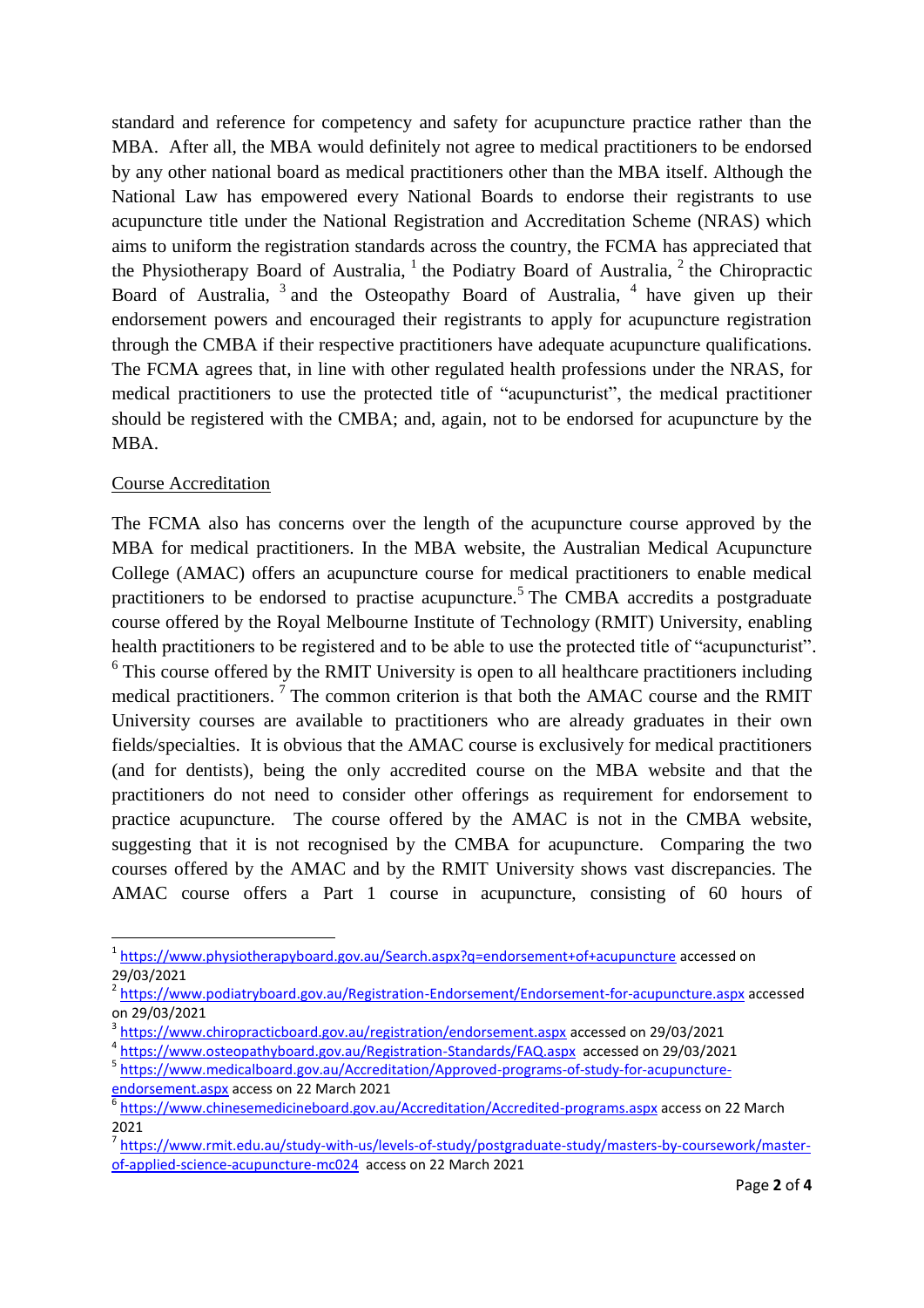standard and reference for competency and safety for acupuncture practice rather than the MBA. After all, the MBA would definitely not agree to medical practitioners to be endorsed by any other national board as medical practitioners other than the MBA itself. Although the National Law has empowered every National Boards to endorse their registrants to use acupuncture title under the National Registration and Accreditation Scheme (NRAS) which aims to uniform the registration standards across the country, the FCMA has appreciated that the Physiotherapy Board of Australia, [1] the Podiatry Board of Australia, [2] the Chiropractic Board of Australia, [3] and the Osteopathy Board of Australia, [4] have given up their endorsement powers and encouraged their registrants to apply for acupuncture registration through the CMBA if their respective practitioners have adequate acupuncture qualifications. The FCMA agrees that, in line with other regulated health professions under the NRAS, for medical practitioners to use the protected title of "acupuncturist", the medical practitioner should be registered with the CMBA; and, again, not to be endorsed for acupuncture by the MBA.

Course Accreditation

The FCMA also has concerns over the length of the acupuncture course approved by the MBA for medical practitioners. In the MBA website, the Australian Medical Acupuncture College (AMAC) offers an acupuncture course for medical practitioners to enable medical practitioners to be endorsed to practise acupuncture.[5] The CMBA accredits a postgraduate course offered by the Royal Melbourne Institute of Technology (RMIT) University, enabling health practitioners to be registered and to be able to use the protected title of "acupuncturist". [6] This course offered by the RMIT University is open to all healthcare practitioners including medical practitioners. [7] The common criterion is that both the AMAC course and the RMIT University courses are available to practitioners who are already graduates in their own fields/specialties. It is obvious that the AMAC course is exclusively for medical practitioners (and for dentists), being the only accredited course on the MBA website and that the practitioners do not need to consider other offerings as requirement for endorsement to practice acupuncture. The course offered by the AMAC is not in the CMBA website, suggesting that it is not recognised by the CMBA for acupuncture. Comparing the two courses offered by the AMAC and by the RMIT University shows vast discrepancies. The AMAC course offers a Part 1 course in acupuncture, consisting of 60 hours of

---

[1] https://www.physiotherapyboard.gov.au/Search.aspx?q=endorsement+of+acupuncture accessed on 29/03/2021

[2] https://www.podiatryboard.gov.au/Registration-Endorsement/Endorsement-for-acupuncture.aspx accessed on 29/03/2021

[3] https://www.chiropracticboard.gov.au/registration/endorsement.aspx accessed on 29/03/2021

[4] https://www.osteopathyboard.gov.au/Registration-Standards/FAQ.aspx accessed on 29/03/2021

[5] https://www.medicalboard.gov.au/Accreditation/Approved-programs-of-study-for-acupuncture-endorsement.aspx access on 22 March 2021

[6] https://www.chinesemedicineboard.gov.au/Accreditation/Accredited-programs.aspx access on 22 March 2021

[7] https://www.rmit.edu.au/study-with-us/levels-of-study/postgraduate-study/masters-by-coursework/master-of-applied-science-acupuncture-mc024 access on 22 March 2021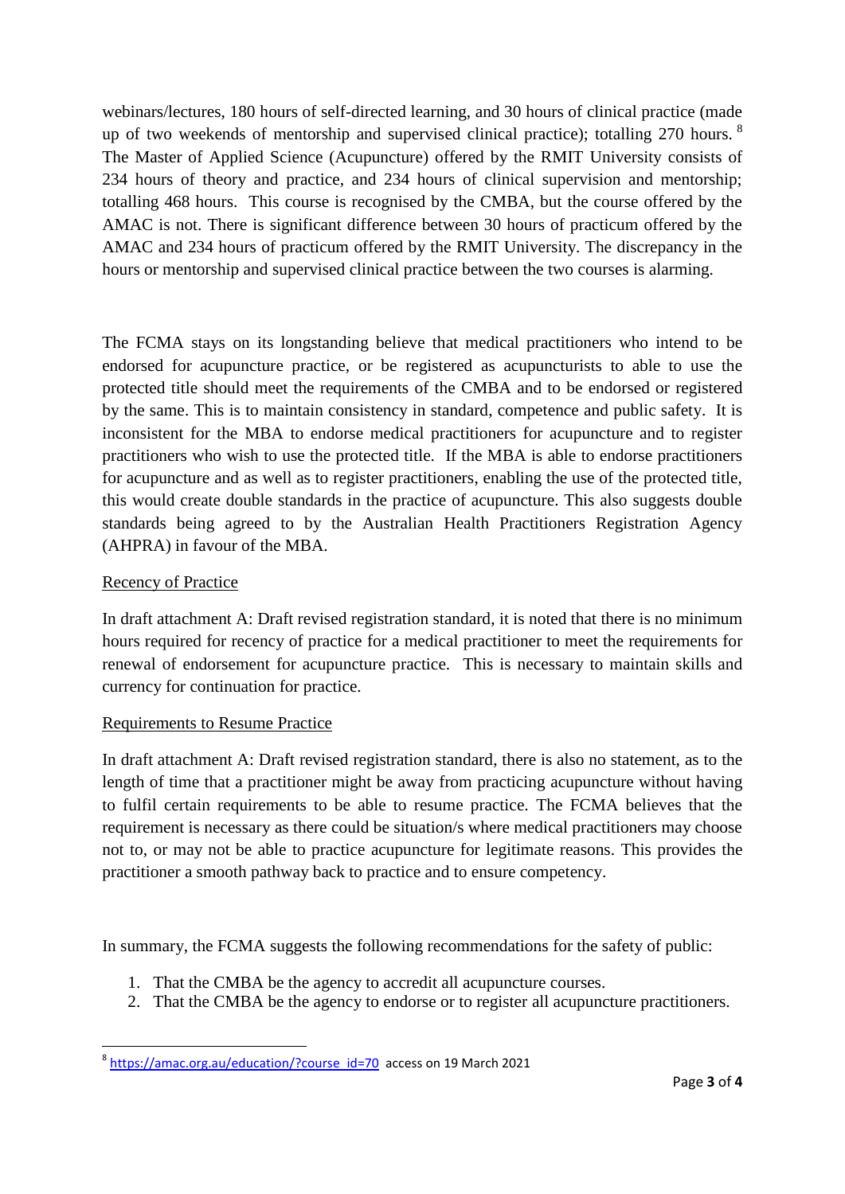webinars/lectures, 180 hours of self-directed learning, and 30 hours of clinical practice (made up of two weekends of mentorship and supervised clinical practice); totalling 270 hours. [8] The Master of Applied Science (Acupuncture) offered by the RMIT University consists of 234 hours of theory and practice, and 234 hours of clinical supervision and mentorship; totalling 468 hours. This course is recognised by the CMBA, but the course offered by the AMAC is not. There is significant difference between 30 hours of practicum offered by the AMAC and 234 hours of practicum offered by the RMIT University. The discrepancy in the hours or mentorship and supervised clinical practice between the two courses is alarming.

The FCMA stays on its longstanding believe that medical practitioners who intend to be endorsed for acupuncture practice, or be registered as acupuncturists to able to use the protected title should meet the requirements of the CMBA and to be endorsed or registered by the same. This is to maintain consistency in standard, competence and public safety. It is inconsistent for the MBA to endorse medical practitioners for acupuncture and to register practitioners who wish to use the protected title. If the MBA is able to endorse practitioners for acupuncture and as well as to register practitioners, enabling the use of the protected title, this would create double standards in the practice of acupuncture. This also suggests double standards being agreed to by the Australian Health Practitioners Registration Agency (AHPRA) in favour of the MBA.

<u>Recency of Practice</u>

In draft attachment A: Draft revised registration standard, it is noted that there is no minimum hours required for recency of practice for a medical practitioner to meet the requirements for renewal of endorsement for acupuncture practice. This is necessary to maintain skills and currency for continuation for practice.

<u>Requirements to Resume Practice</u>

In draft attachment A: Draft revised registration standard, there is also no statement, as to the length of time that a practitioner might be away from practicing acupuncture without having to fulfil certain requirements to be able to resume practice. The FCMA believes that the requirement is necessary as there could be situation/s where medical practitioners may choose not to, or may not be able to practice acupuncture for legitimate reasons. This provides the practitioner a smooth pathway back to practice and to ensure competency.

In summary, the FCMA suggests the following recommendations for the safety of public:

1. That the CMBA be the agency to accredit all acupuncture courses.
2. That the CMBA be the agency to endorse or to register all acupuncture practitioners.

---

[8] https://amac.org.au/education/?course_id=70 access on 19 March 2021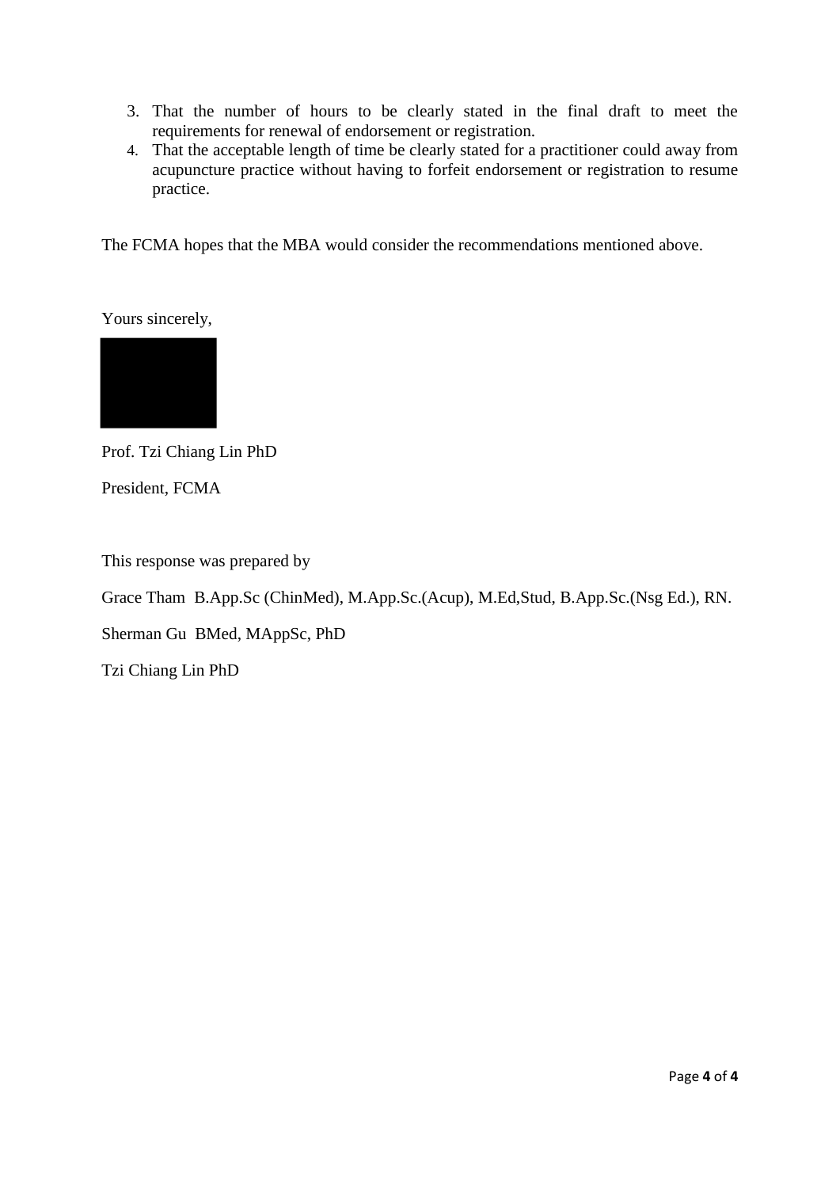3. That the number of hours to be clearly stated in the final draft to meet the requirements for renewal of endorsement or registration.
4. That the acceptable length of time be clearly stated for a practitioner could away from acupuncture practice without having to forfeit endorsement or registration to resume practice.

The FCMA hopes that the MBA would consider the recommendations mentioned above.

Yours sincerely,

Prof. Tzi Chiang Lin PhD

President, FCMA

This response was prepared by

Grace Tham B.App.Sc (ChinMed), M.App.Sc.(Acup), M.Ed,Stud, B.App.Sc.(Nsg Ed.), RN.

Sherman Gu BMed, MAppSc, PhD

Tzi Chiang Lin PhD